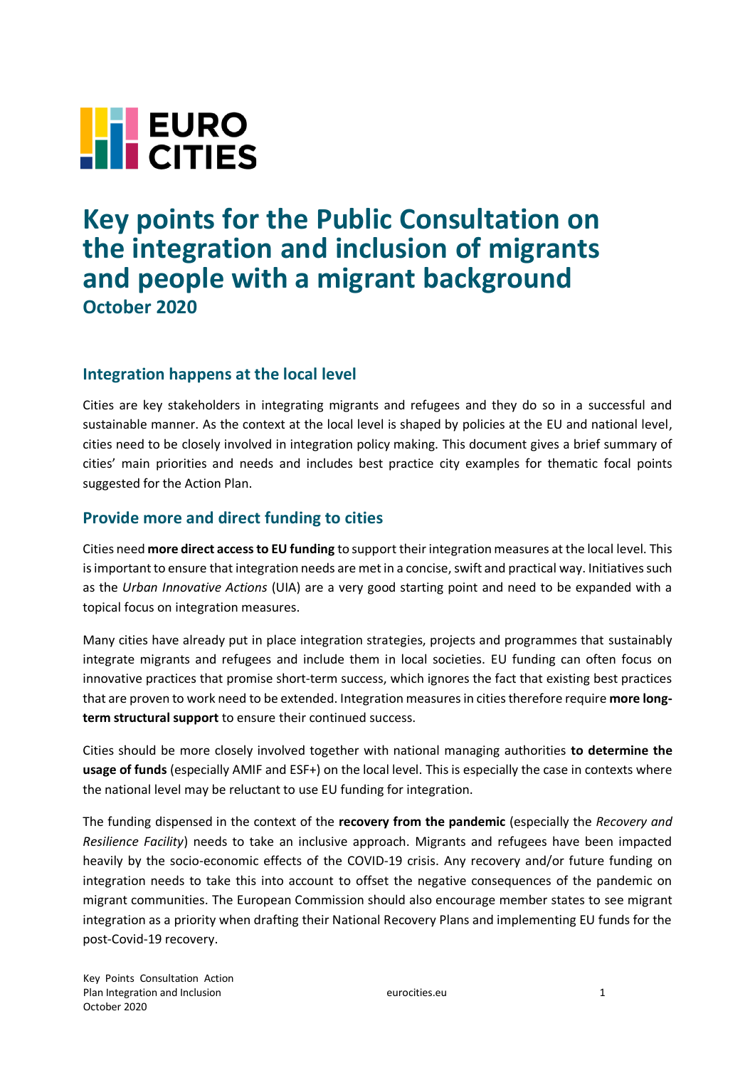# Key points for the Public Consultation on the integration and inclusion of migrants and people with a migrant background

**October 2020**

## Integration happens at the local level

Cities are key stakeholders in integrating migrants and refugees and they do so in a successful and sustainable manner. As the context at the local level is shaped by policies at the EU and national level, cities need to be closely involved in integration policy making. This document gives a brief summary of cities' main priorities and needs and includes best practice city examples for thematic focal points suggested for the Action Plan.

## Provide more and direct funding to cities

Cities need **more direct access to EU funding** to support their integration measures at the local level. This is important to ensure that integration needs are met in a concise, swift and practical way. Initiatives such as the *Urban Innovative Actions* (UIA) are a very good starting point and need to be expanded with a topical focus on integration measures.

Many cities have already put in place integration strategies, projects and programmes that sustainably integrate migrants and refugees and include them in local societies. EU funding can often focus on innovative practices that promise short-term success, which ignores the fact that existing best practices that are proven to work need to be extended. Integration measures in cities therefore require **more long-term structural support** to ensure their continued success.

Cities should be more closely involved together with national managing authorities **to determine the usage of funds** (especially AMIF and ESF+) on the local level. This is especially the case in contexts where the national level may be reluctant to use EU funding for integration.

The funding dispensed in the context of the **recovery from the pandemic** (especially the *Recovery and Resilience Facility*) needs to take an inclusive approach. Migrants and refugees have been impacted heavily by the socio-economic effects of the COVID-19 crisis. Any recovery and/or future funding on integration needs to take this into account to offset the negative consequences of the pandemic on migrant communities. The European Commission should also encourage member states to see migrant integration as a priority when drafting their National Recovery Plans and implementing EU funds for the post-Covid-19 recovery.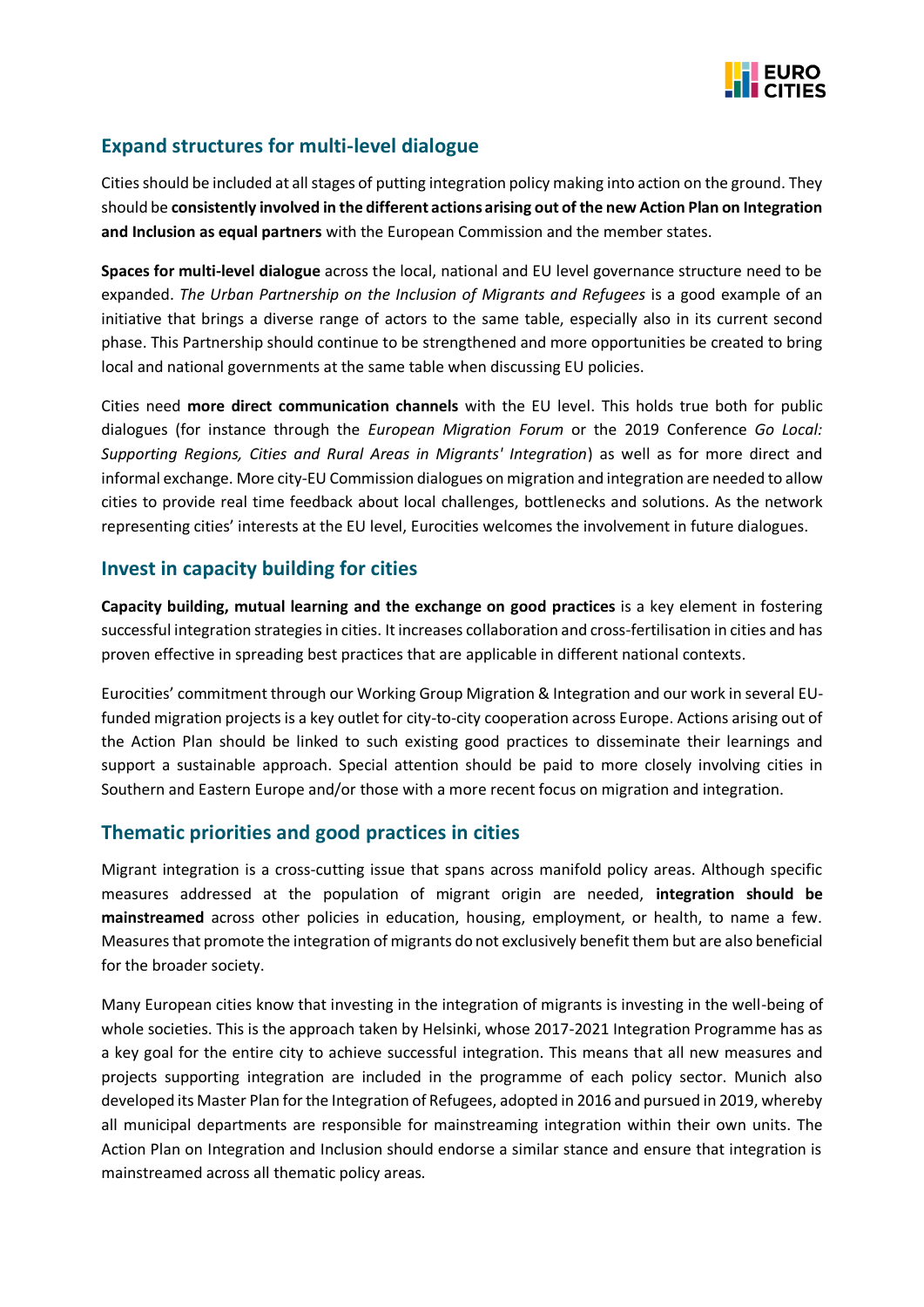## Expand structures for multi-level dialogue

Cities should be included at all stages of putting integration policy making into action on the ground. They should be **consistently involved in the different actions arising out of the new Action Plan on Integration and Inclusion as equal partners** with the European Commission and the member states.

**Spaces for multi-level dialogue** across the local, national and EU level governance structure need to be expanded. *The Urban Partnership on the Inclusion of Migrants and Refugees* is a good example of an initiative that brings a diverse range of actors to the same table, especially also in its current second phase. This Partnership should continue to be strengthened and more opportunities be created to bring local and national governments at the same table when discussing EU policies.

Cities need **more direct communication channels** with the EU level. This holds true both for public dialogues (for instance through the *European Migration Forum* or the 2019 Conference *Go Local: Supporting Regions, Cities and Rural Areas in Migrants' Integration*) as well as for more direct and informal exchange. More city-EU Commission dialogues on migration and integration are needed to allow cities to provide real time feedback about local challenges, bottlenecks and solutions. As the network representing cities' interests at the EU level, Eurocities welcomes the involvement in future dialogues.

## Invest in capacity building for cities

**Capacity building, mutual learning and the exchange on good practices** is a key element in fostering successful integration strategies in cities. It increases collaboration and cross-fertilisation in cities and has proven effective in spreading best practices that are applicable in different national contexts.

Eurocities' commitment through our Working Group Migration & Integration and our work in several EU-funded migration projects is a key outlet for city-to-city cooperation across Europe. Actions arising out of the Action Plan should be linked to such existing good practices to disseminate their learnings and support a sustainable approach. Special attention should be paid to more closely involving cities in Southern and Eastern Europe and/or those with a more recent focus on migration and integration.

## Thematic priorities and good practices in cities

Migrant integration is a cross-cutting issue that spans across manifold policy areas. Although specific measures addressed at the population of migrant origin are needed, **integration should be mainstreamed** across other policies in education, housing, employment, or health, to name a few. Measures that promote the integration of migrants do not exclusively benefit them but are also beneficial for the broader society.

Many European cities know that investing in the integration of migrants is investing in the well-being of whole societies. This is the approach taken by Helsinki, whose 2017-2021 Integration Programme has as a key goal for the entire city to achieve successful integration. This means that all new measures and projects supporting integration are included in the programme of each policy sector. Munich also developed its Master Plan for the Integration of Refugees, adopted in 2016 and pursued in 2019, whereby all municipal departments are responsible for mainstreaming integration within their own units. The Action Plan on Integration and Inclusion should endorse a similar stance and ensure that integration is mainstreamed across all thematic policy areas.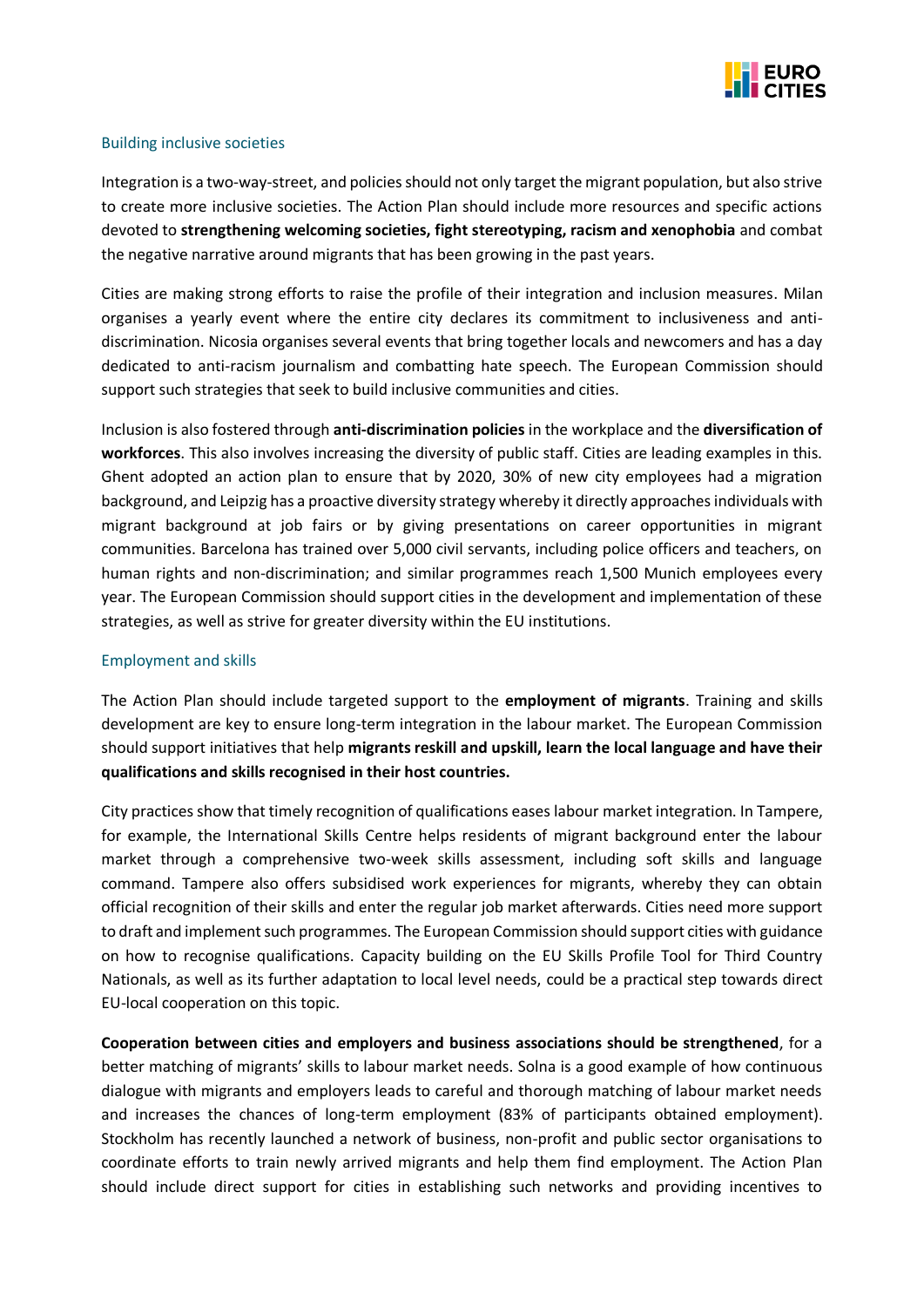## Building inclusive societies

Integration is a two-way-street, and policies should not only target the migrant population, but also strive to create more inclusive societies. The Action Plan should include more resources and specific actions devoted to **strengthening welcoming societies, fight stereotyping, racism and xenophobia** and combat the negative narrative around migrants that has been growing in the past years.

Cities are making strong efforts to raise the profile of their integration and inclusion measures. Milan organises a yearly event where the entire city declares its commitment to inclusiveness and anti-discrimination. Nicosia organises several events that bring together locals and newcomers and has a day dedicated to anti-racism journalism and combatting hate speech. The European Commission should support such strategies that seek to build inclusive communities and cities.

Inclusion is also fostered through **anti-discrimination policies** in the workplace and the **diversification of workforces**. This also involves increasing the diversity of public staff. Cities are leading examples in this. Ghent adopted an action plan to ensure that by 2020, 30% of new city employees had a migration background, and Leipzig has a proactive diversity strategy whereby it directly approaches individuals with migrant background at job fairs or by giving presentations on career opportunities in migrant communities. Barcelona has trained over 5,000 civil servants, including police officers and teachers, on human rights and non-discrimination; and similar programmes reach 1,500 Munich employees every year. The European Commission should support cities in the development and implementation of these strategies, as well as strive for greater diversity within the EU institutions.

## Employment and skills

The Action Plan should include targeted support to the **employment of migrants**. Training and skills development are key to ensure long-term integration in the labour market. The European Commission should support initiatives that help **migrants reskill and upskill, learn the local language and have their qualifications and skills recognised in their host countries.**

City practices show that timely recognition of qualifications eases labour market integration. In Tampere, for example, the International Skills Centre helps residents of migrant background enter the labour market through a comprehensive two-week skills assessment, including soft skills and language command. Tampere also offers subsidised work experiences for migrants, whereby they can obtain official recognition of their skills and enter the regular job market afterwards. Cities need more support to draft and implement such programmes. The European Commission should support cities with guidance on how to recognise qualifications. Capacity building on the EU Skills Profile Tool for Third Country Nationals, as well as its further adaptation to local level needs, could be a practical step towards direct EU-local cooperation on this topic.

**Cooperation between cities and employers and business associations should be strengthened**, for a better matching of migrants' skills to labour market needs. Solna is a good example of how continuous dialogue with migrants and employers leads to careful and thorough matching of labour market needs and increases the chances of long-term employment (83% of participants obtained employment). Stockholm has recently launched a network of business, non-profit and public sector organisations to coordinate efforts to train newly arrived migrants and help them find employment. The Action Plan should include direct support for cities in establishing such networks and providing incentives to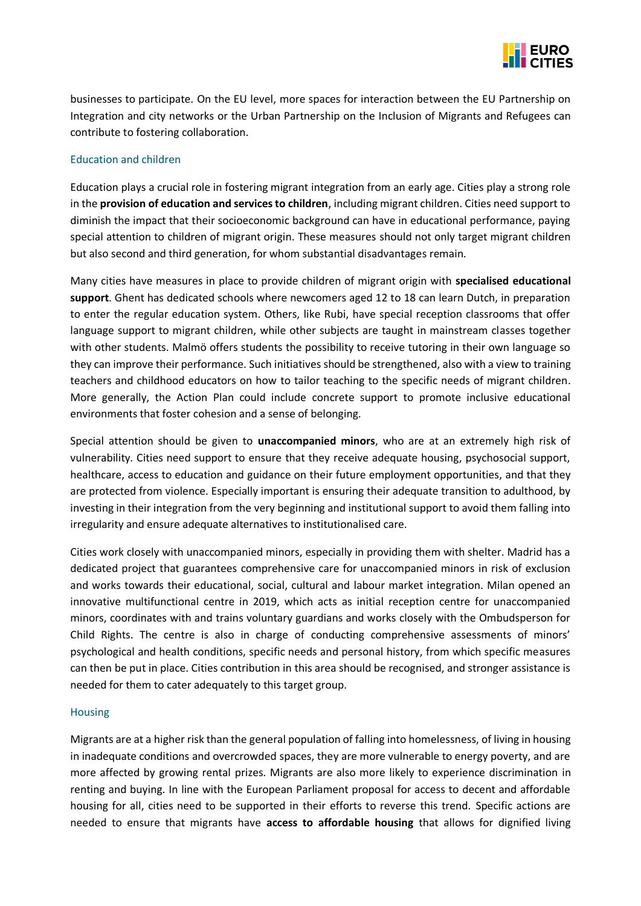businesses to participate. On the EU level, more spaces for interaction between the EU Partnership on Integration and city networks or the Urban Partnership on the Inclusion of Migrants and Refugees can contribute to fostering collaboration.

### Education and children

Education plays a crucial role in fostering migrant integration from an early age. Cities play a strong role in the **provision of education and services to children**, including migrant children. Cities need support to diminish the impact that their socioeconomic background can have in educational performance, paying special attention to children of migrant origin. These measures should not only target migrant children but also second and third generation, for whom substantial disadvantages remain.

Many cities have measures in place to provide children of migrant origin with **specialised educational support**. Ghent has dedicated schools where newcomers aged 12 to 18 can learn Dutch, in preparation to enter the regular education system. Others, like Rubi, have special reception classrooms that offer language support to migrant children, while other subjects are taught in mainstream classes together with other students. Malmö offers students the possibility to receive tutoring in their own language so they can improve their performance. Such initiatives should be strengthened, also with a view to training teachers and childhood educators on how to tailor teaching to the specific needs of migrant children. More generally, the Action Plan could include concrete support to promote inclusive educational environments that foster cohesion and a sense of belonging.

Special attention should be given to **unaccompanied minors**, who are at an extremely high risk of vulnerability. Cities need support to ensure that they receive adequate housing, psychosocial support, healthcare, access to education and guidance on their future employment opportunities, and that they are protected from violence. Especially important is ensuring their adequate transition to adulthood, by investing in their integration from the very beginning and institutional support to avoid them falling into irregularity and ensure adequate alternatives to institutionalised care.

Cities work closely with unaccompanied minors, especially in providing them with shelter. Madrid has a dedicated project that guarantees comprehensive care for unaccompanied minors in risk of exclusion and works towards their educational, social, cultural and labour market integration. Milan opened an innovative multifunctional centre in 2019, which acts as initial reception centre for unaccompanied minors, coordinates with and trains voluntary guardians and works closely with the Ombudsperson for Child Rights. The centre is also in charge of conducting comprehensive assessments of minors' psychological and health conditions, specific needs and personal history, from which specific measures can then be put in place. Cities contribution in this area should be recognised, and stronger assistance is needed for them to cater adequately to this target group.

### Housing

Migrants are at a higher risk than the general population of falling into homelessness, of living in housing in inadequate conditions and overcrowded spaces, they are more vulnerable to energy poverty, and are more affected by growing rental prizes. Migrants are also more likely to experience discrimination in renting and buying. In line with the European Parliament proposal for access to decent and affordable housing for all, cities need to be supported in their efforts to reverse this trend. Specific actions are needed to ensure that migrants have **access to affordable housing** that allows for dignified living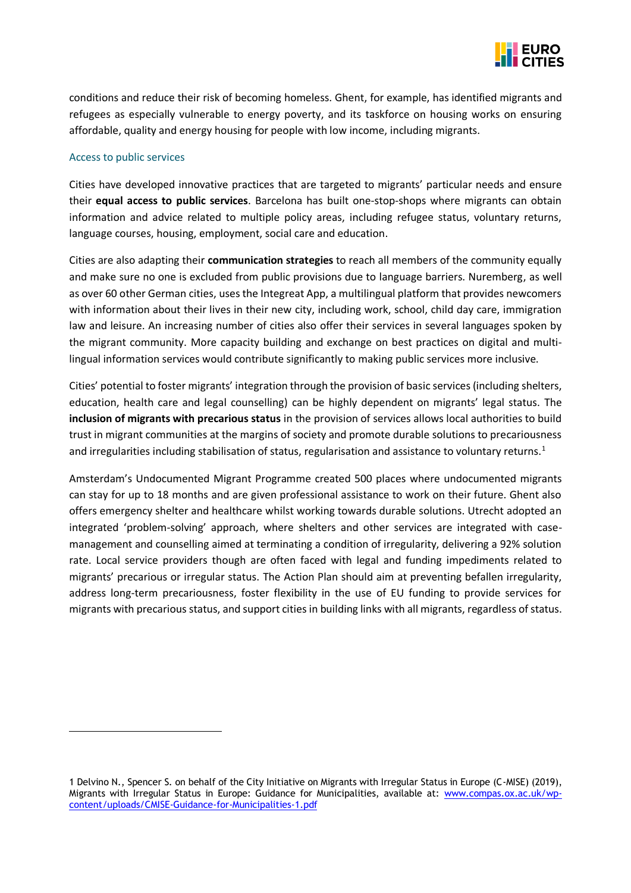conditions and reduce their risk of becoming homeless. Ghent, for example, has identified migrants and refugees as especially vulnerable to energy poverty, and its taskforce on housing works on ensuring affordable, quality and energy housing for people with low income, including migrants.

### Access to public services

Cities have developed innovative practices that are targeted to migrants' particular needs and ensure their **equal access to public services**. Barcelona has built one-stop-shops where migrants can obtain information and advice related to multiple policy areas, including refugee status, voluntary returns, language courses, housing, employment, social care and education.

Cities are also adapting their **communication strategies** to reach all members of the community equally and make sure no one is excluded from public provisions due to language barriers. Nuremberg, as well as over 60 other German cities, uses the Integreat App, a multilingual platform that provides newcomers with information about their lives in their new city, including work, school, child day care, immigration law and leisure. An increasing number of cities also offer their services in several languages spoken by the migrant community. More capacity building and exchange on best practices on digital and multi-lingual information services would contribute significantly to making public services more inclusive.

Cities' potential to foster migrants' integration through the provision of basic services (including shelters, education, health care and legal counselling) can be highly dependent on migrants' legal status. The **inclusion of migrants with precarious status** in the provision of services allows local authorities to build trust in migrant communities at the margins of society and promote durable solutions to precariousness and irregularities including stabilisation of status, regularisation and assistance to voluntary returns.[1]

Amsterdam's Undocumented Migrant Programme created 500 places where undocumented migrants can stay for up to 18 months and are given professional assistance to work on their future. Ghent also offers emergency shelter and healthcare whilst working towards durable solutions. Utrecht adopted an integrated 'problem-solving' approach, where shelters and other services are integrated with case-management and counselling aimed at terminating a condition of irregularity, delivering a 92% solution rate. Local service providers though are often faced with legal and funding impediments related to migrants' precarious or irregular status. The Action Plan should aim at preventing befallen irregularity, address long-term precariousness, foster flexibility in the use of EU funding to provide services for migrants with precarious status, and support cities in building links with all migrants, regardless of status.

---

1 Delvino N., Spencer S. on behalf of the City Initiative on Migrants with Irregular Status in Europe (C-MISE) (2019), Migrants with Irregular Status in Europe: Guidance for Municipalities, available at: [www.compas.ox.ac.uk/wp-content/uploads/CMISE-Guidance-for-Municipalities-1.pdf](www.compas.ox.ac.uk/wp-content/uploads/CMISE-Guidance-for-Municipalities-1.pdf)